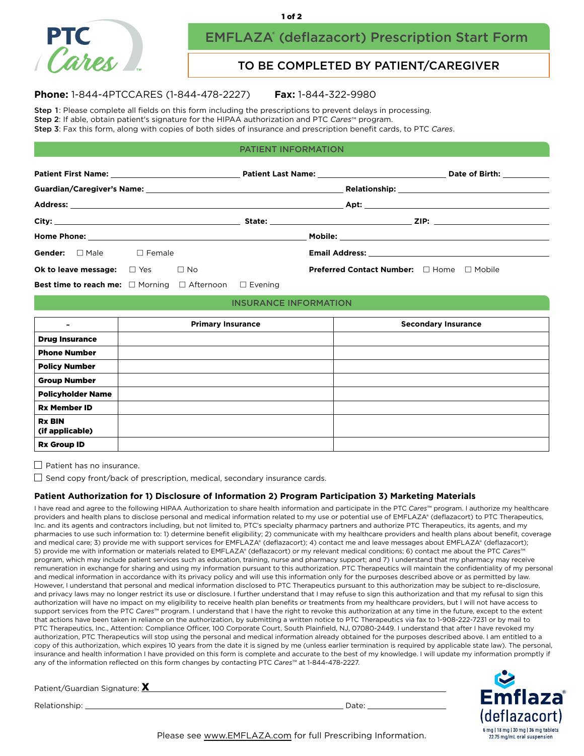# EMFLAZA® (deflazacort) Prescription Start Form

## TO BE COMPLETED BY PATIENT/CAREGIVER

**Phone:** 1-844-4PTCCARES (1-844-478-2227) **Fax:** 1-844-322-9980

**Step 1**: Please complete all fields on this form including the prescriptions to prevent delays in processing.
**Step 2**: If able, obtain patient's signature for the HIPAA authorization and PTC *Cares*™ program.
**Step 3**: Fax this form, along with copies of both sides of insurance and prescription benefit cards, to PTC *Cares*.

### PATIENT INFORMATION

**Patient First Name:** ____________ **Patient Last Name:** ____________ **Date of Birth:** ________

**Guardian/Caregiver's Name:** ____________ **Relationship:** ____________

**Address:** ____________ **Apt:** ________

**City:** ____________ **State:** ________ **ZIP:** ________

**Home Phone:** ____________ **Mobile:** ____________

**Gender:** ☐ Male ☐ Female **Email Address:** ____________

**Ok to leave message:** ☐ Yes ☐ No **Preferred Contact Number:** ☐ Home ☐ Mobile

**Best time to reach me:** ☐ Morning ☐ Afternoon ☐ Evening

### INSURANCE INFORMATION

| - | Primary Insurance | Secondary Insurance |
|---|---|---|
| **Drug Insurance** | | |
| **Phone Number** | | |
| **Policy Number** | | |
| **Group Number** | | |
| **Policyholder Name** | | |
| **Rx Member ID** | | |
| **Rx BIN (if applicable)** | | |
| **Rx Group ID** | | |

☐ Patient has no insurance.

☐ Send copy front/back of prescription, medical, secondary insurance cards.

### Patient Authorization for 1) Disclosure of Information 2) Program Participation 3) Marketing Materials

I have read and agree to the following HIPAA Authorization to share health information and participate in the PTC *Cares*™ program. I authorize my healthcare providers and health plans to disclose personal and medical information related to my use or potential use of EMFLAZA® (deflazacort) to PTC Therapeutics, Inc. and its agents and contractors including, but not limited to, PTC's specialty pharmacy partners and authorize PTC Therapeutics, its agents, and my pharmacies to use such information to: 1) determine benefit eligibility; 2) communicate with my healthcare providers and health plans about benefit, coverage and medical care; 3) provide me with support services for EMFLAZA® (deflazacort); 4) contact me and leave messages about EMFLAZA® (deflazacort); 5) provide me with information or materials related to EMFLAZA® (deflazacort) or my relevant medical conditions; 6) contact me about the PTC *Cares*™ program, which may include patient services such as education, training, nurse and pharmacy support; and 7) I understand that my pharmacy may receive remuneration in exchange for sharing and using my information pursuant to this authorization. PTC Therapeutics will maintain the confidentiality of my personal and medical information in accordance with its privacy policy and will use this information only for the purposes described above or as permitted by law. However, I understand that personal and medical information disclosed to PTC Therapeutics pursuant to this authorization may be subject to re-disclosure, and privacy laws may no longer restrict its use or disclosure. I further understand that I may refuse to sign this authorization and that my refusal to sign this authorization will have no impact on my eligibility to receive health plan benefits or treatments from my healthcare providers, but I will not have access to support services from the PTC *Cares*™ program. I understand that I have the right to revoke this authorization at any time in the future, except to the extent that actions have been taken in reliance on the authorization, by submitting a written notice to PTC Therapeutics via fax to 1-908-222-7231 or by mail to PTC Therapeutics, Inc., Attention: Compliance Officer, 100 Corporate Court, South Plainfield, NJ, 07080-2449. I understand that after I have revoked my authorization, PTC Therapeutics will stop using the personal and medical information already obtained for the purposes described above. I am entitled to a copy of this authorization, which expires 10 years from the date it is signed by me (unless earlier termination is required by applicable state law). The personal, insurance and health information I have provided on this form is complete and accurate to the best of my knowledge. I will update my information promptly if any of the information reflected on this form changes by contacting PTC *Cares*™ at 1-844-478-2227.

Patient/Guardian Signature: **X** ____________

Relationship: ____________ Date: ________

Emflaza® (deflazacort) 6 mg | 18 mg | 30 mg | 36 mg tablets 22.75 mg/mL oral suspension

Please see www.EMFLAZA.com for full Prescribing Information.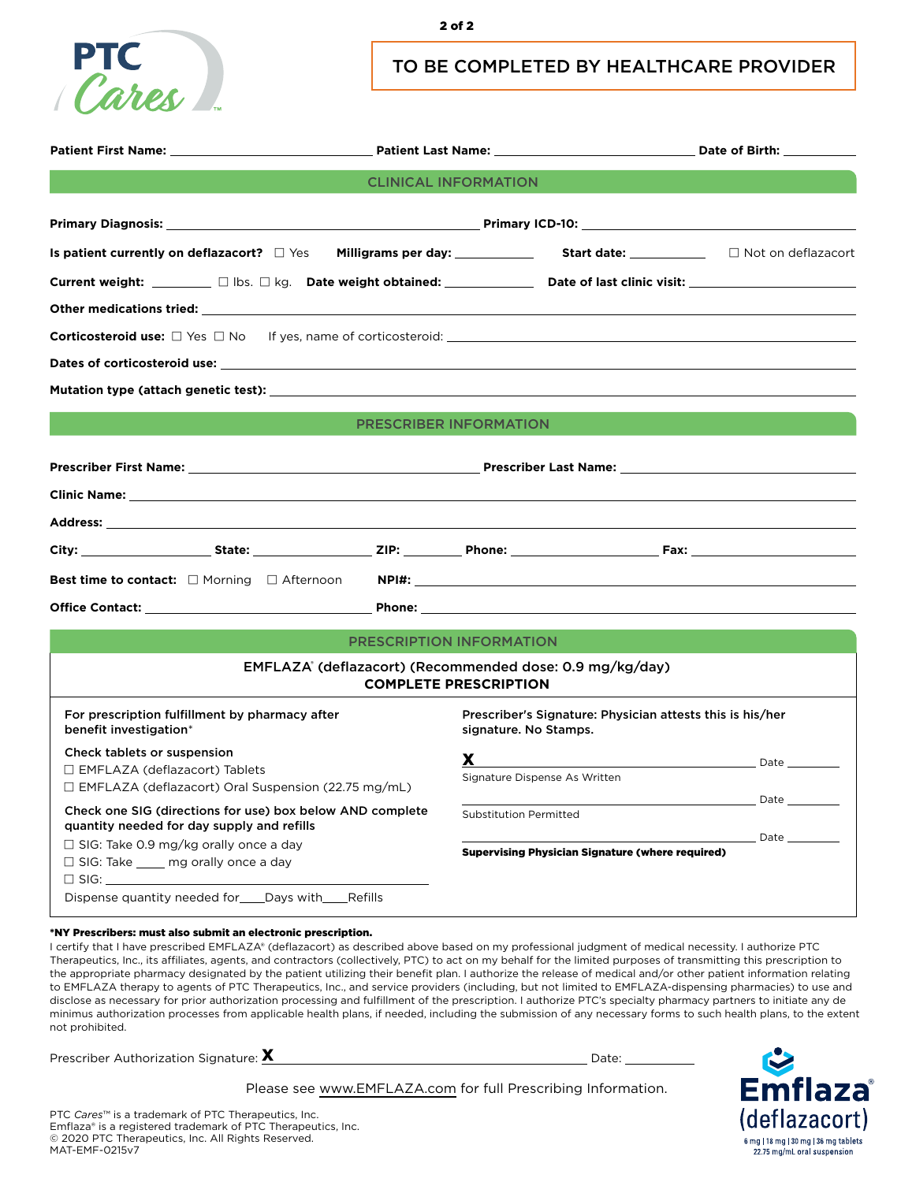PTC *Cares*™

## TO BE COMPLETED BY HEALTHCARE PROVIDER

**Patient First Name:** ______________________ **Patient Last Name:** ______________________ **Date of Birth:** __________

### CLINICAL INFORMATION

**Primary Diagnosis:** ______________________________ **Primary ICD-10:** ______________________________

**Is patient currently on deflazacort?** ☐ Yes **Milligrams per day:** __________ **Start date:** __________ ☐ Not on deflazacort

**Current weight:** ________ ☐ lbs. ☐ kg. **Date weight obtained:** __________ **Date of last clinic visit:** ______________

**Other medications tried:** ______________________________

**Corticosteroid use:** ☐ Yes ☐ No If yes, name of corticosteroid: ______________________________

**Dates of corticosteroid use:** ______________________________

**Mutation type (attach genetic test):** ______________________________

### PRESCRIBER INFORMATION

**Prescriber First Name:** ______________________ **Prescriber Last Name:** ______________________

**Clinic Name:** ______________________________

**Address:** ______________________________

**City:** ____________ **State:** ____________ **ZIP:** ________ **Phone:** ______________ **Fax:** ______________

**Best time to contact:** ☐ Morning ☐ Afternoon **NPI#:** ______________________________

**Office Contact:** ______________________ **Phone:** ______________________

### PRESCRIPTION INFORMATION

EMFLAZA® (deflazacort) (Recommended dose: 0.9 mg/kg/day)
**COMPLETE PRESCRIPTION**

For prescription fulfillment by pharmacy after benefit investigation*

Check tablets or suspension
☐ EMFLAZA (deflazacort) Tablets
☐ EMFLAZA (deflazacort) Oral Suspension (22.75 mg/mL)

Check one SIG (directions for use) box below AND complete quantity needed for day supply and refills
☐ SIG: Take 0.9 mg/kg orally once a day
☐ SIG: Take ____ mg orally once a day
☐ SIG: ______________________________
Dispense quantity needed for____Days with____Refills

Prescriber's Signature: Physician attests this is his/her signature. No Stamps.

**X** ______________________________ Date ________
Signature Dispense As Written

______________________________ Date ________
Substitution Permitted

______________________________ Date ________
**Supervising Physician Signature (where required)**

***NY Prescribers: must also submit an electronic prescription.**

I certify that I have prescribed EMFLAZA® (deflazacort) as described above based on my professional judgment of medical necessity. I authorize PTC Therapeutics, Inc., its affiliates, agents, and contractors (collectively, PTC) to act on my behalf for the limited purposes of transmitting this prescription to the appropriate pharmacy designated by the patient utilizing their benefit plan. I authorize the release of medical and/or other patient information relating to EMFLAZA therapy to agents of PTC Therapeutics, Inc., and service providers (including, but not limited to EMFLAZA-dispensing pharmacies) to use and disclose as necessary for prior authorization processing and fulfillment of the prescription. I authorize PTC's specialty pharmacy partners to initiate any de minimus authorization processes from applicable health plans, if needed, including the submission of any necessary forms to such health plans, to the extent not prohibited.

Prescriber Authorization Signature: **X** ______________________________ Date: __________

Please see www.EMFLAZA.com for full Prescribing Information.

PTC *Cares*™ is a trademark of PTC Therapeutics, Inc.
Emflaza® is a registered trademark of PTC Therapeutics, Inc.
© 2020 PTC Therapeutics, Inc. All Rights Reserved.
MAT-EMF-0215v7

**Emflaza®** (deflazacort)
6 mg | 18 mg | 30 mg | 36 mg tablets
22.75 mg/mL oral suspension